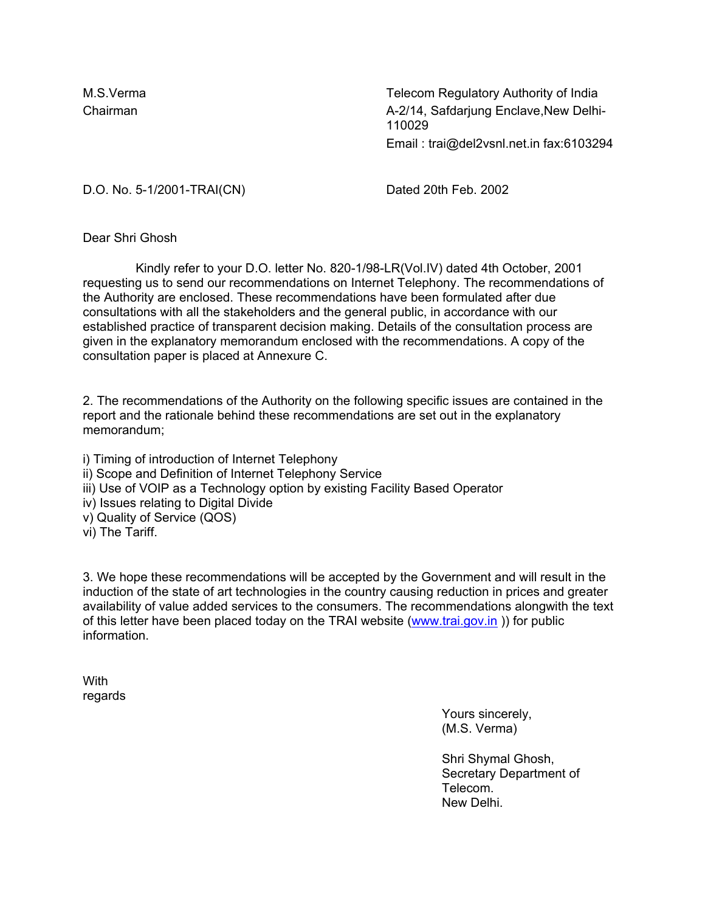M.S.Verma
Chairman

Telecom Regulatory Authority of India
A-2/14, Safdarjung Enclave,New Delhi-110029
Email : trai@del2vsnl.net.in fax:6103294

D.O. No. 5-1/2001-TRAI(CN)

Dated 20th Feb. 2002

Dear Shri Ghosh

Kindly refer to your D.O. letter No. 820-1/98-LR(Vol.IV) dated 4th October, 2001 requesting us to send our recommendations on Internet Telephony. The recommendations of the Authority are enclosed. These recommendations have been formulated after due consultations with all the stakeholders and the general public, in accordance with our established practice of transparent decision making. Details of the consultation process are given in the explanatory memorandum enclosed with the recommendations. A copy of the consultation paper is placed at Annexure C.

2. The recommendations of the Authority on the following specific issues are contained in the report and the rationale behind these recommendations are set out in the explanatory memorandum;

i) Timing of introduction of Internet Telephony
ii) Scope and Definition of Internet Telephony Service
iii) Use of VOIP as a Technology option by existing Facility Based Operator
iv) Issues relating to Digital Divide
v) Quality of Service (QOS)
vi) The Tariff.

3. We hope these recommendations will be accepted by the Government and will result in the induction of the state of art technologies in the country causing reduction in prices and greater availability of value added services to the consumers. The recommendations alongwith the text of this letter have been placed today on the TRAI website (www.trai.gov.in )) for public information.

With
regards

Yours sincerely,
(M.S. Verma)

Shri Shymal Ghosh,
Secretary Department of Telecom.
New Delhi.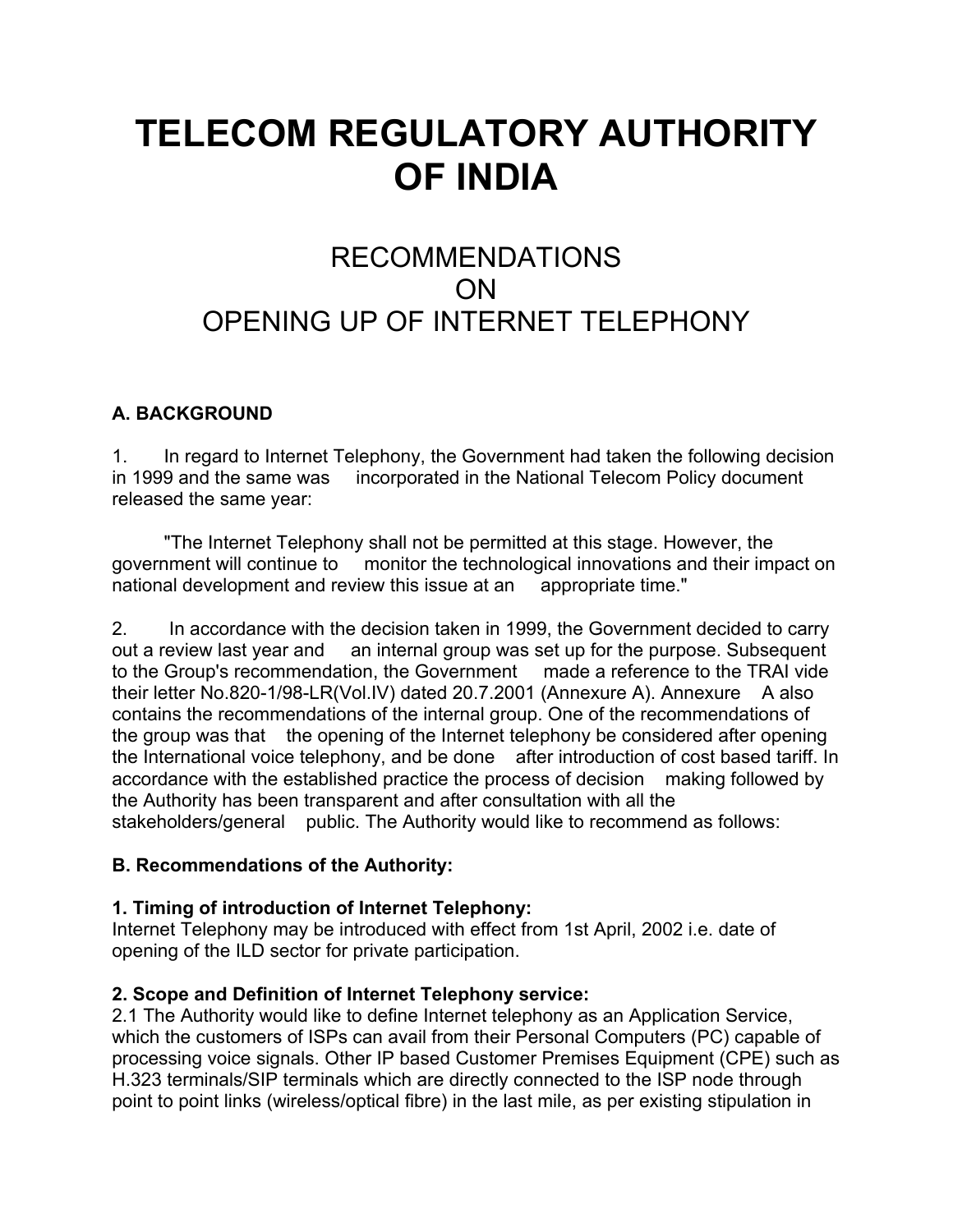# TELECOM REGULATORY AUTHORITY OF INDIA

## RECOMMENDATIONS ON OPENING UP OF INTERNET TELEPHONY

### A. BACKGROUND

1. In regard to Internet Telephony, the Government had taken the following decision in 1999 and the same was incorporated in the National Telecom Policy document released the same year:

"The Internet Telephony shall not be permitted at this stage. However, the government will continue to monitor the technological innovations and their impact on national development and review this issue at an appropriate time."

2. In accordance with the decision taken in 1999, the Government decided to carry out a review last year and an internal group was set up for the purpose. Subsequent to the Group's recommendation, the Government made a reference to the TRAI vide their letter No.820-1/98-LR(Vol.IV) dated 20.7.2001 (Annexure A). Annexure A also contains the recommendations of the internal group. One of the recommendations of the group was that the opening of the Internet telephony be considered after opening the International voice telephony, and be done after introduction of cost based tariff. In accordance with the established practice the process of decision making followed by the Authority has been transparent and after consultation with all the stakeholders/general public. The Authority would like to recommend as follows:

### B. Recommendations of the Authority:

**1. Timing of introduction of Internet Telephony:**
Internet Telephony may be introduced with effect from 1st April, 2002 i.e. date of opening of the ILD sector for private participation.

**2. Scope and Definition of Internet Telephony service:**
2.1 The Authority would like to define Internet telephony as an Application Service, which the customers of ISPs can avail from their Personal Computers (PC) capable of processing voice signals. Other IP based Customer Premises Equipment (CPE) such as H.323 terminals/SIP terminals which are directly connected to the ISP node through point to point links (wireless/optical fibre) in the last mile, as per existing stipulation in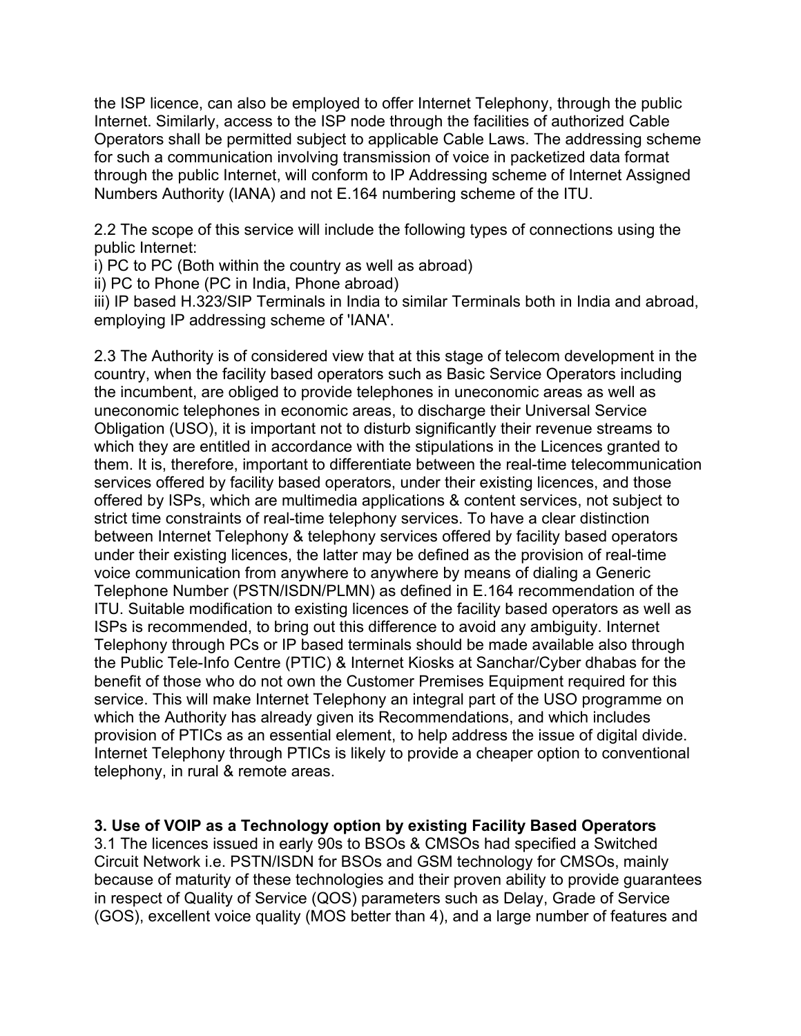the ISP licence, can also be employed to offer Internet Telephony, through the public Internet. Similarly, access to the ISP node through the facilities of authorized Cable Operators shall be permitted subject to applicable Cable Laws. The addressing scheme for such a communication involving transmission of voice in packetized data format through the public Internet, will conform to IP Addressing scheme of Internet Assigned Numbers Authority (IANA) and not E.164 numbering scheme of the ITU.

2.2 The scope of this service will include the following types of connections using the public Internet:
i) PC to PC (Both within the country as well as abroad)
ii) PC to Phone (PC in India, Phone abroad)
iii) IP based H.323/SIP Terminals in India to similar Terminals both in India and abroad, employing IP addressing scheme of 'IANA'.

2.3 The Authority is of considered view that at this stage of telecom development in the country, when the facility based operators such as Basic Service Operators including the incumbent, are obliged to provide telephones in uneconomic areas as well as uneconomic telephones in economic areas, to discharge their Universal Service Obligation (USO), it is important not to disturb significantly their revenue streams to which they are entitled in accordance with the stipulations in the Licences granted to them. It is, therefore, important to differentiate between the real-time telecommunication services offered by facility based operators, under their existing licences, and those offered by ISPs, which are multimedia applications & content services, not subject to strict time constraints of real-time telephony services. To have a clear distinction between Internet Telephony & telephony services offered by facility based operators under their existing licences, the latter may be defined as the provision of real-time voice communication from anywhere to anywhere by means of dialing a Generic Telephone Number (PSTN/ISDN/PLMN) as defined in E.164 recommendation of the ITU. Suitable modification to existing licences of the facility based operators as well as ISPs is recommended, to bring out this difference to avoid any ambiguity. Internet Telephony through PCs or IP based terminals should be made available also through the Public Tele-Info Centre (PTIC) & Internet Kiosks at Sanchar/Cyber dhabas for the benefit of those who do not own the Customer Premises Equipment required for this service. This will make Internet Telephony an integral part of the USO programme on which the Authority has already given its Recommendations, and which includes provision of PTICs as an essential element, to help address the issue of digital divide. Internet Telephony through PTICs is likely to provide a cheaper option to conventional telephony, in rural & remote areas.

### 3. Use of VOIP as a Technology option by existing Facility Based Operators

3.1 The licences issued in early 90s to BSOs & CMSOs had specified a Switched Circuit Network i.e. PSTN/ISDN for BSOs and GSM technology for CMSOs, mainly because of maturity of these technologies and their proven ability to provide guarantees in respect of Quality of Service (QOS) parameters such as Delay, Grade of Service (GOS), excellent voice quality (MOS better than 4), and a large number of features and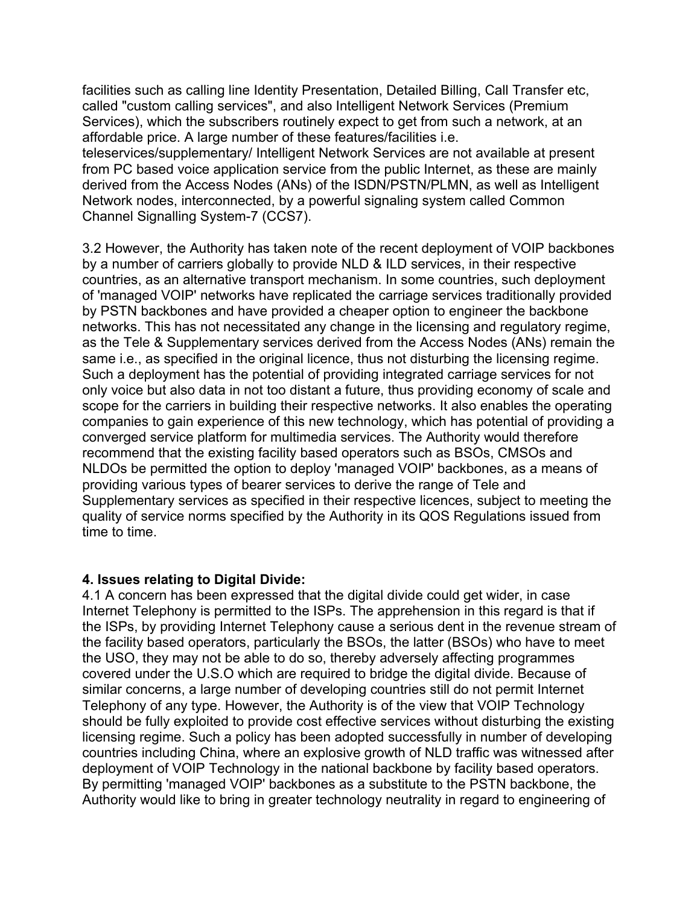facilities such as calling line Identity Presentation, Detailed Billing, Call Transfer etc, called "custom calling services", and also Intelligent Network Services (Premium Services), which the subscribers routinely expect to get from such a network, at an affordable price. A large number of these features/facilities i.e. teleservices/supplementary/ Intelligent Network Services are not available at present from PC based voice application service from the public Internet, as these are mainly derived from the Access Nodes (ANs) of the ISDN/PSTN/PLMN, as well as Intelligent Network nodes, interconnected, by a powerful signaling system called Common Channel Signalling System-7 (CCS7).

3.2 However, the Authority has taken note of the recent deployment of VOIP backbones by a number of carriers globally to provide NLD & ILD services, in their respective countries, as an alternative transport mechanism. In some countries, such deployment of 'managed VOIP' networks have replicated the carriage services traditionally provided by PSTN backbones and have provided a cheaper option to engineer the backbone networks. This has not necessitated any change in the licensing and regulatory regime, as the Tele & Supplementary services derived from the Access Nodes (ANs) remain the same i.e., as specified in the original licence, thus not disturbing the licensing regime. Such a deployment has the potential of providing integrated carriage services for not only voice but also data in not too distant a future, thus providing economy of scale and scope for the carriers in building their respective networks. It also enables the operating companies to gain experience of this new technology, which has potential of providing a converged service platform for multimedia services. The Authority would therefore recommend that the existing facility based operators such as BSOs, CMSOs and NLDOs be permitted the option to deploy 'managed VOIP' backbones, as a means of providing various types of bearer services to derive the range of Tele and Supplementary services as specified in their respective licences, subject to meeting the quality of service norms specified by the Authority in its QOS Regulations issued from time to time.

**4. Issues relating to Digital Divide:**

4.1 A concern has been expressed that the digital divide could get wider, in case Internet Telephony is permitted to the ISPs. The apprehension in this regard is that if the ISPs, by providing Internet Telephony cause a serious dent in the revenue stream of the facility based operators, particularly the BSOs, the latter (BSOs) who have to meet the USO, they may not be able to do so, thereby adversely affecting programmes covered under the U.S.O which are required to bridge the digital divide. Because of similar concerns, a large number of developing countries still do not permit Internet Telephony of any type. However, the Authority is of the view that VOIP Technology should be fully exploited to provide cost effective services without disturbing the existing licensing regime. Such a policy has been adopted successfully in number of developing countries including China, where an explosive growth of NLD traffic was witnessed after deployment of VOIP Technology in the national backbone by facility based operators. By permitting 'managed VOIP' backbones as a substitute to the PSTN backbone, the Authority would like to bring in greater technology neutrality in regard to engineering of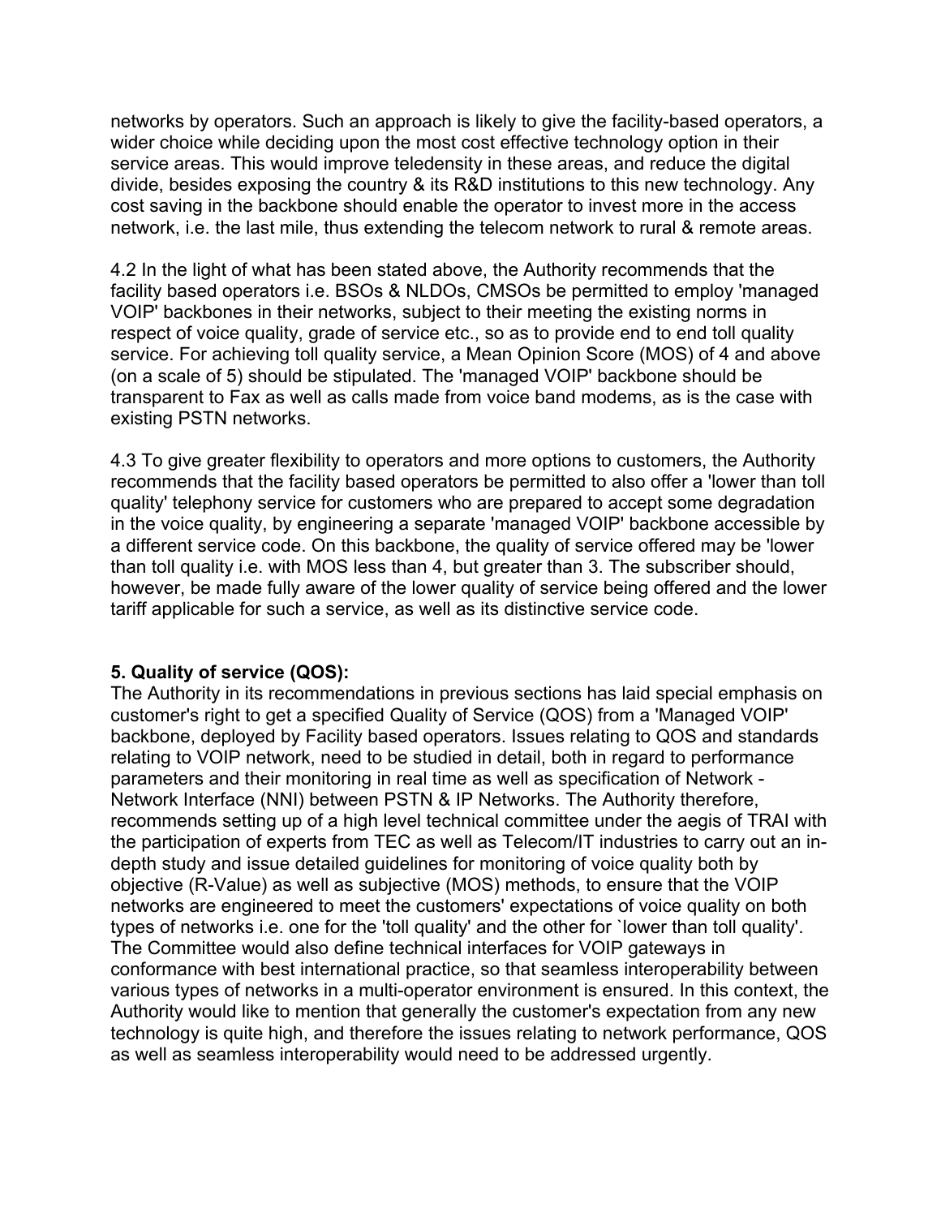networks by operators. Such an approach is likely to give the facility-based operators, a wider choice while deciding upon the most cost effective technology option in their service areas. This would improve teledensity in these areas, and reduce the digital divide, besides exposing the country & its R&D institutions to this new technology. Any cost saving in the backbone should enable the operator to invest more in the access network, i.e. the last mile, thus extending the telecom network to rural & remote areas.

4.2 In the light of what has been stated above, the Authority recommends that the facility based operators i.e. BSOs & NLDOs, CMSOs be permitted to employ 'managed VOIP' backbones in their networks, subject to their meeting the existing norms in respect of voice quality, grade of service etc., so as to provide end to end toll quality service. For achieving toll quality service, a Mean Opinion Score (MOS) of 4 and above (on a scale of 5) should be stipulated. The 'managed VOIP' backbone should be transparent to Fax as well as calls made from voice band modems, as is the case with existing PSTN networks.

4.3 To give greater flexibility to operators and more options to customers, the Authority recommends that the facility based operators be permitted to also offer a 'lower than toll quality' telephony service for customers who are prepared to accept some degradation in the voice quality, by engineering a separate 'managed VOIP' backbone accessible by a different service code. On this backbone, the quality of service offered may be 'lower than toll quality i.e. with MOS less than 4, but greater than 3. The subscriber should, however, be made fully aware of the lower quality of service being offered and the lower tariff applicable for such a service, as well as its distinctive service code.

**5. Quality of service (QOS):**

The Authority in its recommendations in previous sections has laid special emphasis on customer's right to get a specified Quality of Service (QOS) from a 'Managed VOIP' backbone, deployed by Facility based operators. Issues relating to QOS and standards relating to VOIP network, need to be studied in detail, both in regard to performance parameters and their monitoring in real time as well as specification of Network - Network Interface (NNI) between PSTN & IP Networks. The Authority therefore, recommends setting up of a high level technical committee under the aegis of TRAI with the participation of experts from TEC as well as Telecom/IT industries to carry out an in-depth study and issue detailed guidelines for monitoring of voice quality both by objective (R-Value) as well as subjective (MOS) methods, to ensure that the VOIP networks are engineered to meet the customers' expectations of voice quality on both types of networks i.e. one for the 'toll quality' and the other for `lower than toll quality'. The Committee would also define technical interfaces for VOIP gateways in conformance with best international practice, so that seamless interoperability between various types of networks in a multi-operator environment is ensured. In this context, the Authority would like to mention that generally the customer's expectation from any new technology is quite high, and therefore the issues relating to network performance, QOS as well as seamless interoperability would need to be addressed urgently.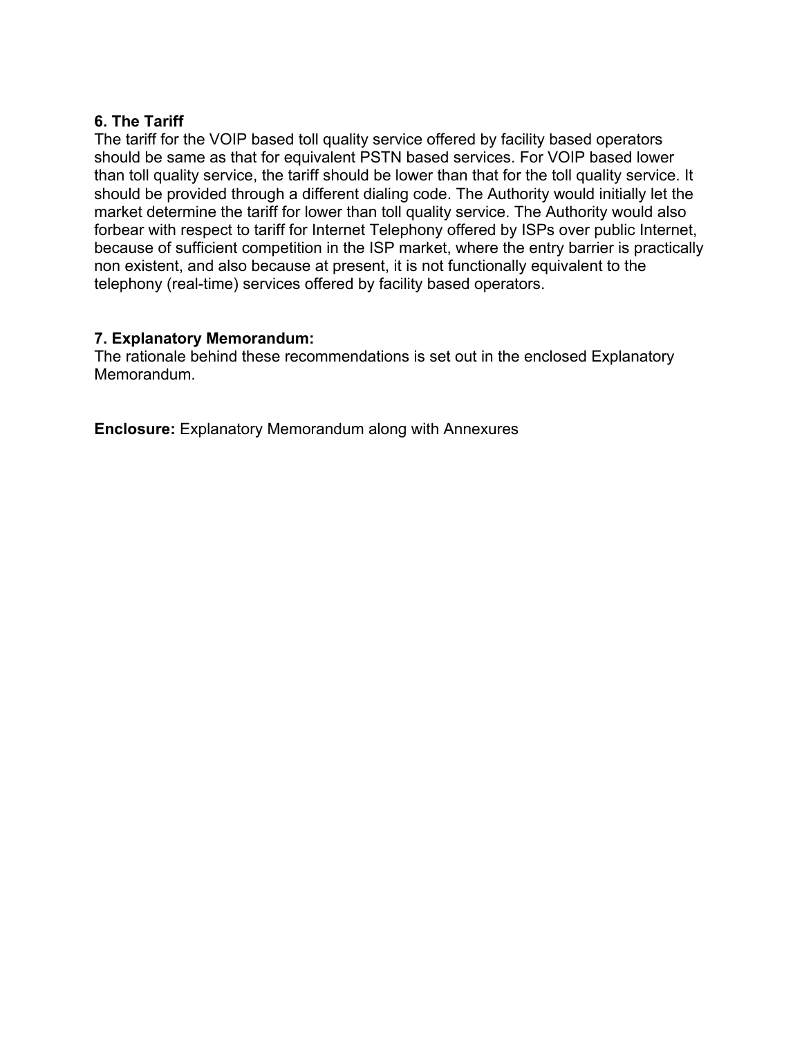**6. The Tariff**

The tariff for the VOIP based toll quality service offered by facility based operators should be same as that for equivalent PSTN based services. For VOIP based lower than toll quality service, the tariff should be lower than that for the toll quality service. It should be provided through a different dialing code. The Authority would initially let the market determine the tariff for lower than toll quality service. The Authority would also forbear with respect to tariff for Internet Telephony offered by ISPs over public Internet, because of sufficient competition in the ISP market, where the entry barrier is practically non existent, and also because at present, it is not functionally equivalent to the telephony (real-time) services offered by facility based operators.

**7. Explanatory Memorandum:**

The rationale behind these recommendations is set out in the enclosed Explanatory Memorandum.

**Enclosure:** Explanatory Memorandum along with Annexures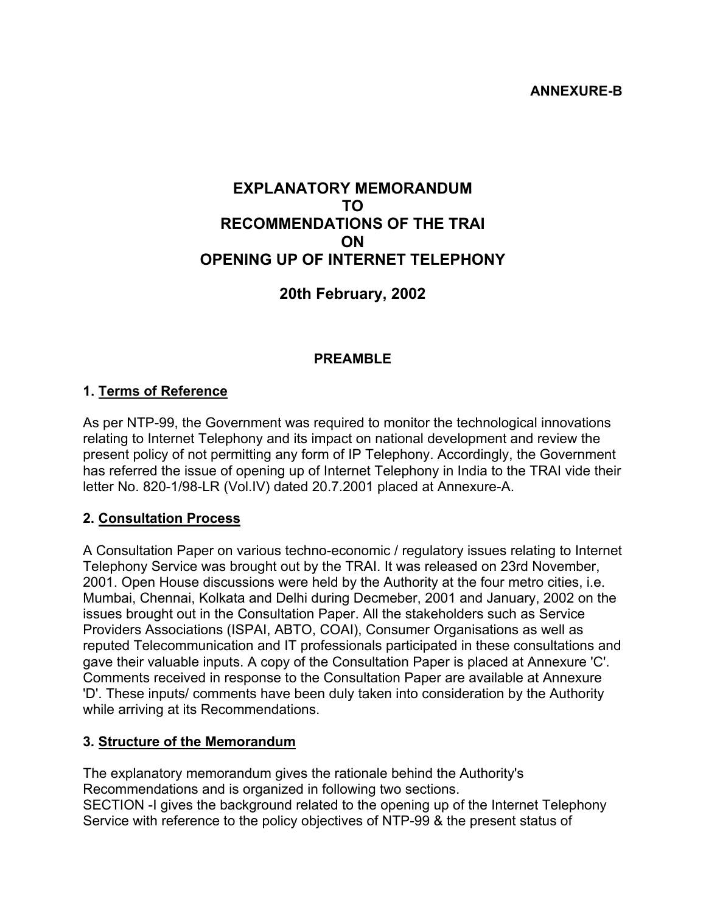**ANNEXURE-B**

# EXPLANATORY MEMORANDUM TO RECOMMENDATIONS OF THE TRAI ON OPENING UP OF INTERNET TELEPHONY

## 20th February, 2002

### PREAMBLE

**1. Terms of Reference**

As per NTP-99, the Government was required to monitor the technological innovations relating to Internet Telephony and its impact on national development and review the present policy of not permitting any form of IP Telephony. Accordingly, the Government has referred the issue of opening up of Internet Telephony in India to the TRAI vide their letter No. 820-1/98-LR (Vol.IV) dated 20.7.2001 placed at Annexure-A.

**2. Consultation Process**

A Consultation Paper on various techno-economic / regulatory issues relating to Internet Telephony Service was brought out by the TRAI. It was released on 23rd November, 2001. Open House discussions were held by the Authority at the four metro cities, i.e. Mumbai, Chennai, Kolkata and Delhi during Decmeber, 2001 and January, 2002 on the issues brought out in the Consultation Paper. All the stakeholders such as Service Providers Associations (ISPAI, ABTO, COAI), Consumer Organisations as well as reputed Telecommunication and IT professionals participated in these consultations and gave their valuable inputs. A copy of the Consultation Paper is placed at Annexure 'C'. Comments received in response to the Consultation Paper are available at Annexure 'D'. These inputs/ comments have been duly taken into consideration by the Authority while arriving at its Recommendations.

**3. Structure of the Memorandum**

The explanatory memorandum gives the rationale behind the Authority's Recommendations and is organized in following two sections.
SECTION -I gives the background related to the opening up of the Internet Telephony Service with reference to the policy objectives of NTP-99 & the present status of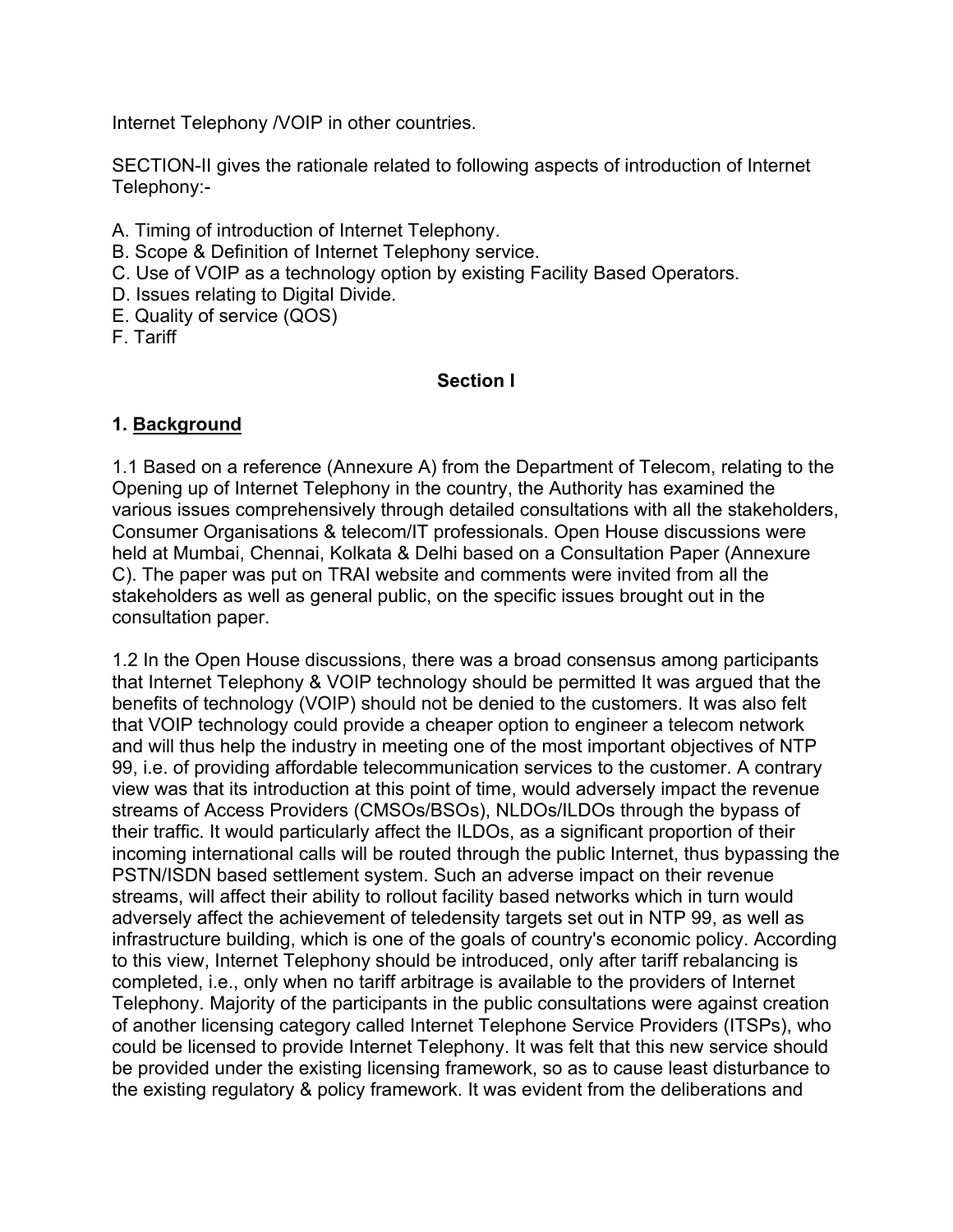Internet Telephony /VOIP in other countries.

SECTION-II gives the rationale related to following aspects of introduction of Internet Telephony:-

A. Timing of introduction of Internet Telephony.
B. Scope & Definition of Internet Telephony service.
C. Use of VOIP as a technology option by existing Facility Based Operators.
D. Issues relating to Digital Divide.
E. Quality of service (QOS)
F. Tariff

## Section I

### 1. Background

1.1 Based on a reference (Annexure A) from the Department of Telecom, relating to the Opening up of Internet Telephony in the country, the Authority has examined the various issues comprehensively through detailed consultations with all the stakeholders, Consumer Organisations & telecom/IT professionals. Open House discussions were held at Mumbai, Chennai, Kolkata & Delhi based on a Consultation Paper (Annexure C). The paper was put on TRAI website and comments were invited from all the stakeholders as well as general public, on the specific issues brought out in the consultation paper.

1.2 In the Open House discussions, there was a broad consensus among participants that Internet Telephony & VOIP technology should be permitted It was argued that the benefits of technology (VOIP) should not be denied to the customers. It was also felt that VOIP technology could provide a cheaper option to engineer a telecom network and will thus help the industry in meeting one of the most important objectives of NTP 99, i.e. of providing affordable telecommunication services to the customer. A contrary view was that its introduction at this point of time, would adversely impact the revenue streams of Access Providers (CMSOs/BSOs), NLDOs/ILDOs through the bypass of their traffic. It would particularly affect the ILDOs, as a significant proportion of their incoming international calls will be routed through the public Internet, thus bypassing the PSTN/ISDN based settlement system. Such an adverse impact on their revenue streams, will affect their ability to rollout facility based networks which in turn would adversely affect the achievement of teledensity targets set out in NTP 99, as well as infrastructure building, which is one of the goals of country's economic policy. According to this view, Internet Telephony should be introduced, only after tariff rebalancing is completed, i.e., only when no tariff arbitrage is available to the providers of Internet Telephony. Majority of the participants in the public consultations were against creation of another licensing category called Internet Telephone Service Providers (ITSPs), who could be licensed to provide Internet Telephony. It was felt that this new service should be provided under the existing licensing framework, so as to cause least disturbance to the existing regulatory & policy framework. It was evident from the deliberations and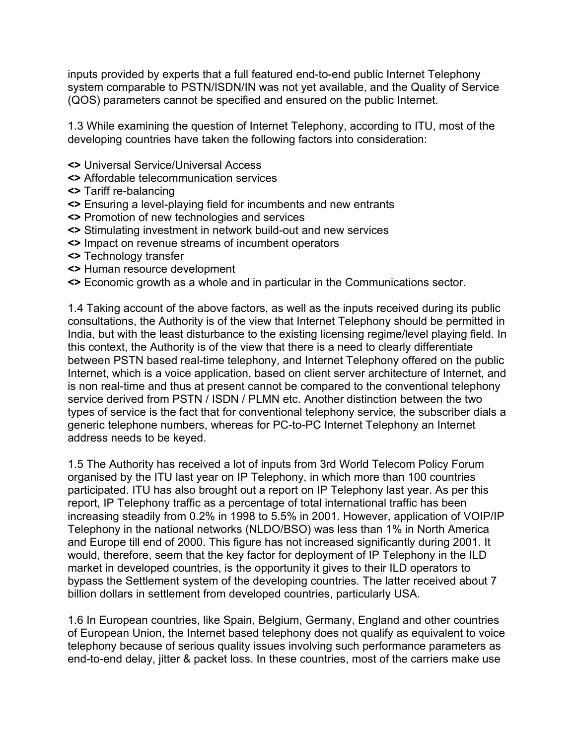inputs provided by experts that a full featured end-to-end public Internet Telephony system comparable to PSTN/ISDN/IN was not yet available, and the Quality of Service (QOS) parameters cannot be specified and ensured on the public Internet.

1.3 While examining the question of Internet Telephony, according to ITU, most of the developing countries have taken the following factors into consideration:

**<>** Universal Service/Universal Access
**<>** Affordable telecommunication services
**<>** Tariff re-balancing
**<>** Ensuring a level-playing field for incumbents and new entrants
**<>** Promotion of new technologies and services
**<>** Stimulating investment in network build-out and new services
**<>** Impact on revenue streams of incumbent operators
**<>** Technology transfer
**<>** Human resource development
**<>** Economic growth as a whole and in particular in the Communications sector.

1.4 Taking account of the above factors, as well as the inputs received during its public consultations, the Authority is of the view that Internet Telephony should be permitted in India, but with the least disturbance to the existing licensing regime/level playing field. In this context, the Authority is of the view that there is a need to clearly differentiate between PSTN based real-time telephony, and Internet Telephony offered on the public Internet, which is a voice application, based on client server architecture of Internet, and is non real-time and thus at present cannot be compared to the conventional telephony service derived from PSTN / ISDN / PLMN etc. Another distinction between the two types of service is the fact that for conventional telephony service, the subscriber dials a generic telephone numbers, whereas for PC-to-PC Internet Telephony an Internet address needs to be keyed.

1.5 The Authority has received a lot of inputs from 3rd World Telecom Policy Forum organised by the ITU last year on IP Telephony, in which more than 100 countries participated. ITU has also brought out a report on IP Telephony last year. As per this report, IP Telephony traffic as a percentage of total international traffic has been increasing steadily from 0.2% in 1998 to 5.5% in 2001. However, application of VOIP/IP Telephony in the national networks (NLDO/BSO) was less than 1% in North America and Europe till end of 2000. This figure has not increased significantly during 2001. It would, therefore, seem that the key factor for deployment of IP Telephony in the ILD market in developed countries, is the opportunity it gives to their ILD operators to bypass the Settlement system of the developing countries. The latter received about 7 billion dollars in settlement from developed countries, particularly USA.

1.6 In European countries, like Spain, Belgium, Germany, England and other countries of European Union, the Internet based telephony does not qualify as equivalent to voice telephony because of serious quality issues involving such performance parameters as end-to-end delay, jitter & packet loss. In these countries, most of the carriers make use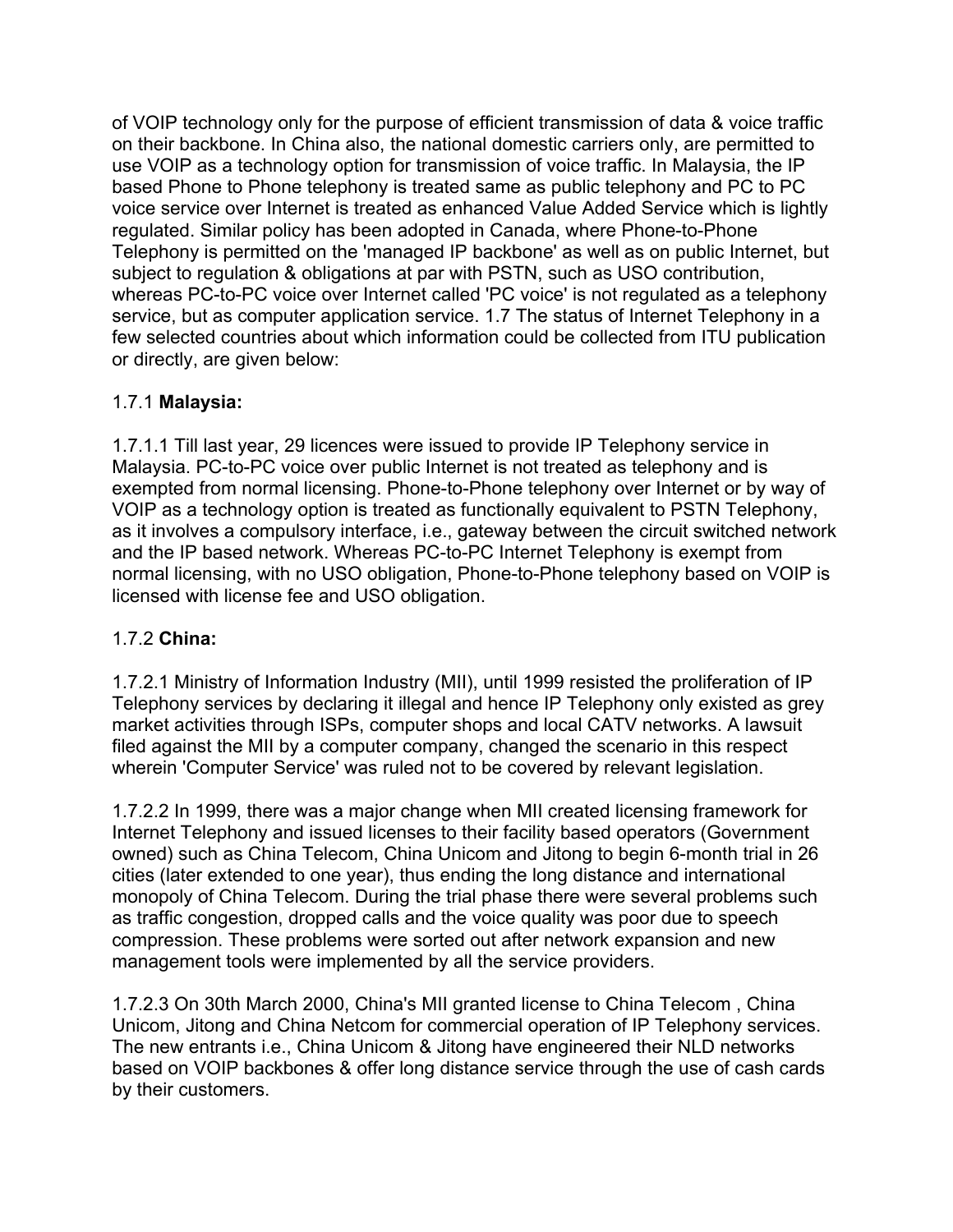of VOIP technology only for the purpose of efficient transmission of data & voice traffic on their backbone. In China also, the national domestic carriers only, are permitted to use VOIP as a technology option for transmission of voice traffic. In Malaysia, the IP based Phone to Phone telephony is treated same as public telephony and PC to PC voice service over Internet is treated as enhanced Value Added Service which is lightly regulated. Similar policy has been adopted in Canada, where Phone-to-Phone Telephony is permitted on the 'managed IP backbone' as well as on public Internet, but subject to regulation & obligations at par with PSTN, such as USO contribution, whereas PC-to-PC voice over Internet called 'PC voice' is not regulated as a telephony service, but as computer application service. 1.7 The status of Internet Telephony in a few selected countries about which information could be collected from ITU publication or directly, are given below:

1.7.1 **Malaysia:**

1.7.1.1 Till last year, 29 licences were issued to provide IP Telephony service in Malaysia. PC-to-PC voice over public Internet is not treated as telephony and is exempted from normal licensing. Phone-to-Phone telephony over Internet or by way of VOIP as a technology option is treated as functionally equivalent to PSTN Telephony, as it involves a compulsory interface, i.e., gateway between the circuit switched network and the IP based network. Whereas PC-to-PC Internet Telephony is exempt from normal licensing, with no USO obligation, Phone-to-Phone telephony based on VOIP is licensed with license fee and USO obligation.

1.7.2 **China:**

1.7.2.1 Ministry of Information Industry (MII), until 1999 resisted the proliferation of IP Telephony services by declaring it illegal and hence IP Telephony only existed as grey market activities through ISPs, computer shops and local CATV networks. A lawsuit filed against the MII by a computer company, changed the scenario in this respect wherein 'Computer Service' was ruled not to be covered by relevant legislation.

1.7.2.2 In 1999, there was a major change when MII created licensing framework for Internet Telephony and issued licenses to their facility based operators (Government owned) such as China Telecom, China Unicom and Jitong to begin 6-month trial in 26 cities (later extended to one year), thus ending the long distance and international monopoly of China Telecom. During the trial phase there were several problems such as traffic congestion, dropped calls and the voice quality was poor due to speech compression. These problems were sorted out after network expansion and new management tools were implemented by all the service providers.

1.7.2.3 On 30th March 2000, China's MII granted license to China Telecom , China Unicom, Jitong and China Netcom for commercial operation of IP Telephony services. The new entrants i.e., China Unicom & Jitong have engineered their NLD networks based on VOIP backbones & offer long distance service through the use of cash cards by their customers.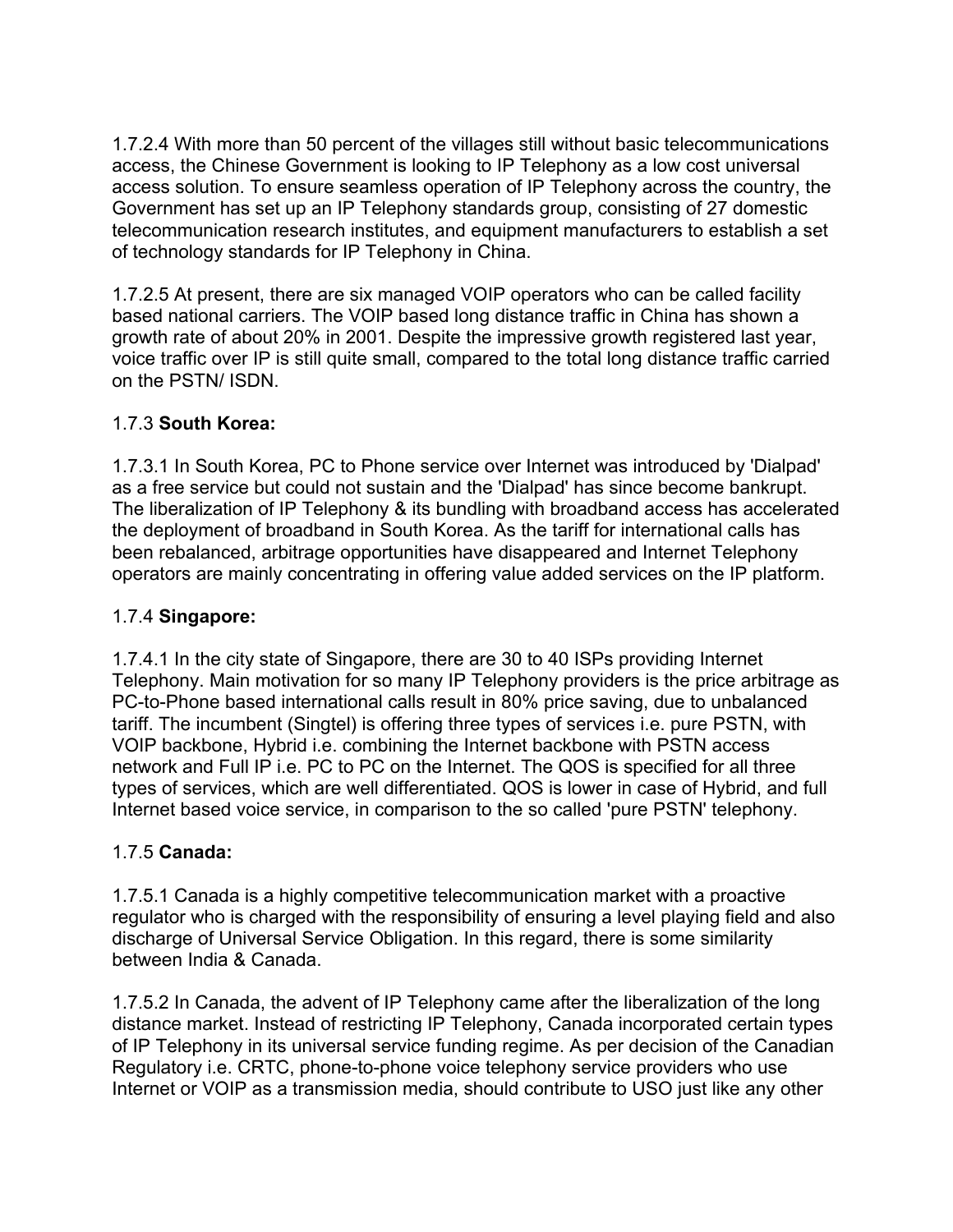1.7.2.4 With more than 50 percent of the villages still without basic telecommunications access, the Chinese Government is looking to IP Telephony as a low cost universal access solution. To ensure seamless operation of IP Telephony across the country, the Government has set up an IP Telephony standards group, consisting of 27 domestic telecommunication research institutes, and equipment manufacturers to establish a set of technology standards for IP Telephony in China.

1.7.2.5 At present, there are six managed VOIP operators who can be called facility based national carriers. The VOIP based long distance traffic in China has shown a growth rate of about 20% in 2001. Despite the impressive growth registered last year, voice traffic over IP is still quite small, compared to the total long distance traffic carried on the PSTN/ ISDN.

1.7.3 **South Korea:**

1.7.3.1 In South Korea, PC to Phone service over Internet was introduced by 'Dialpad' as a free service but could not sustain and the 'Dialpad' has since become bankrupt. The liberalization of IP Telephony & its bundling with broadband access has accelerated the deployment of broadband in South Korea. As the tariff for international calls has been rebalanced, arbitrage opportunities have disappeared and Internet Telephony operators are mainly concentrating in offering value added services on the IP platform.

1.7.4 **Singapore:**

1.7.4.1 In the city state of Singapore, there are 30 to 40 ISPs providing Internet Telephony. Main motivation for so many IP Telephony providers is the price arbitrage as PC-to-Phone based international calls result in 80% price saving, due to unbalanced tariff. The incumbent (Singtel) is offering three types of services i.e. pure PSTN, with VOIP backbone, Hybrid i.e. combining the Internet backbone with PSTN access network and Full IP i.e. PC to PC on the Internet. The QOS is specified for all three types of services, which are well differentiated. QOS is lower in case of Hybrid, and full Internet based voice service, in comparison to the so called 'pure PSTN' telephony.

1.7.5 **Canada:**

1.7.5.1 Canada is a highly competitive telecommunication market with a proactive regulator who is charged with the responsibility of ensuring a level playing field and also discharge of Universal Service Obligation. In this regard, there is some similarity between India & Canada.

1.7.5.2 In Canada, the advent of IP Telephony came after the liberalization of the long distance market. Instead of restricting IP Telephony, Canada incorporated certain types of IP Telephony in its universal service funding regime. As per decision of the Canadian Regulatory i.e. CRTC, phone-to-phone voice telephony service providers who use Internet or VOIP as a transmission media, should contribute to USO just like any other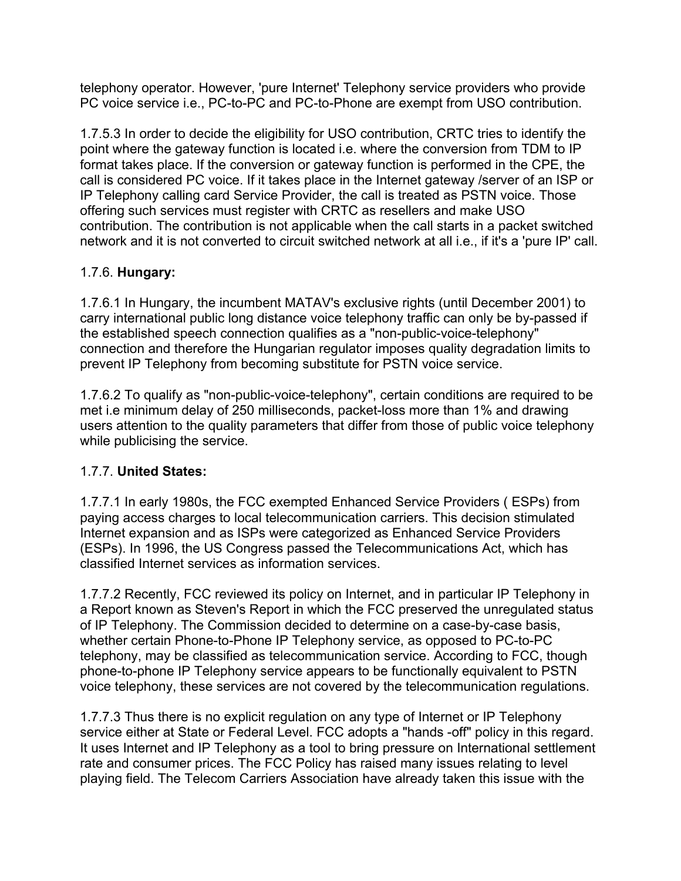telephony operator. However, 'pure Internet' Telephony service providers who provide PC voice service i.e., PC-to-PC and PC-to-Phone are exempt from USO contribution.

1.7.5.3 In order to decide the eligibility for USO contribution, CRTC tries to identify the point where the gateway function is located i.e. where the conversion from TDM to IP format takes place. If the conversion or gateway function is performed in the CPE, the call is considered PC voice. If it takes place in the Internet gateway /server of an ISP or IP Telephony calling card Service Provider, the call is treated as PSTN voice. Those offering such services must register with CRTC as resellers and make USO contribution. The contribution is not applicable when the call starts in a packet switched network and it is not converted to circuit switched network at all i.e., if it's a 'pure IP' call.

1.7.6. **Hungary:**

1.7.6.1 In Hungary, the incumbent MATAV's exclusive rights (until December 2001) to carry international public long distance voice telephony traffic can only be by-passed if the established speech connection qualifies as a "non-public-voice-telephony" connection and therefore the Hungarian regulator imposes quality degradation limits to prevent IP Telephony from becoming substitute for PSTN voice service.

1.7.6.2 To qualify as "non-public-voice-telephony", certain conditions are required to be met i.e minimum delay of 250 milliseconds, packet-loss more than 1% and drawing users attention to the quality parameters that differ from those of public voice telephony while publicising the service.

1.7.7. **United States:**

1.7.7.1 In early 1980s, the FCC exempted Enhanced Service Providers ( ESPs) from paying access charges to local telecommunication carriers. This decision stimulated Internet expansion and as ISPs were categorized as Enhanced Service Providers (ESPs). In 1996, the US Congress passed the Telecommunications Act, which has classified Internet services as information services.

1.7.7.2 Recently, FCC reviewed its policy on Internet, and in particular IP Telephony in a Report known as Steven's Report in which the FCC preserved the unregulated status of IP Telephony. The Commission decided to determine on a case-by-case basis, whether certain Phone-to-Phone IP Telephony service, as opposed to PC-to-PC telephony, may be classified as telecommunication service. According to FCC, though phone-to-phone IP Telephony service appears to be functionally equivalent to PSTN voice telephony, these services are not covered by the telecommunication regulations.

1.7.7.3 Thus there is no explicit regulation on any type of Internet or IP Telephony service either at State or Federal Level. FCC adopts a "hands -off" policy in this regard. It uses Internet and IP Telephony as a tool to bring pressure on International settlement rate and consumer prices. The FCC Policy has raised many issues relating to level playing field. The Telecom Carriers Association have already taken this issue with the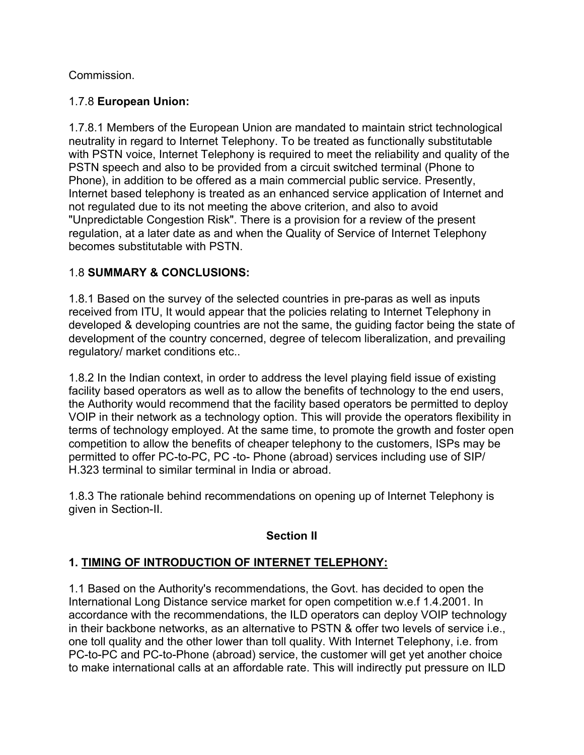Commission.

1.7.8 **European Union:**

1.7.8.1 Members of the European Union are mandated to maintain strict technological neutrality in regard to Internet Telephony. To be treated as functionally substitutable with PSTN voice, Internet Telephony is required to meet the reliability and quality of the PSTN speech and also to be provided from a circuit switched terminal (Phone to Phone), in addition to be offered as a main commercial public service. Presently, Internet based telephony is treated as an enhanced service application of Internet and not regulated due to its not meeting the above criterion, and also to avoid "Unpredictable Congestion Risk". There is a provision for a review of the present regulation, at a later date as and when the Quality of Service of Internet Telephony becomes substitutable with PSTN.

1.8 **SUMMARY & CONCLUSIONS:**

1.8.1 Based on the survey of the selected countries in pre-paras as well as inputs received from ITU, It would appear that the policies relating to Internet Telephony in developed & developing countries are not the same, the guiding factor being the state of development of the country concerned, degree of telecom liberalization, and prevailing regulatory/ market conditions etc..

1.8.2 In the Indian context, in order to address the level playing field issue of existing facility based operators as well as to allow the benefits of technology to the end users, the Authority would recommend that the facility based operators be permitted to deploy VOIP in their network as a technology option. This will provide the operators flexibility in terms of technology employed. At the same time, to promote the growth and foster open competition to allow the benefits of cheaper telephony to the customers, ISPs may be permitted to offer PC-to-PC, PC -to- Phone (abroad) services including use of SIP/ H.323 terminal to similar terminal in India or abroad.

1.8.3 The rationale behind recommendations on opening up of Internet Telephony is given in Section-II.

## Section II

### 1. TIMING OF INTRODUCTION OF INTERNET TELEPHONY:

1.1 Based on the Authority's recommendations, the Govt. has decided to open the International Long Distance service market for open competition w.e.f 1.4.2001. In accordance with the recommendations, the ILD operators can deploy VOIP technology in their backbone networks, as an alternative to PSTN & offer two levels of service i.e., one toll quality and the other lower than toll quality. With Internet Telephony, i.e. from PC-to-PC and PC-to-Phone (abroad) service, the customer will get yet another choice to make international calls at an affordable rate. This will indirectly put pressure on ILD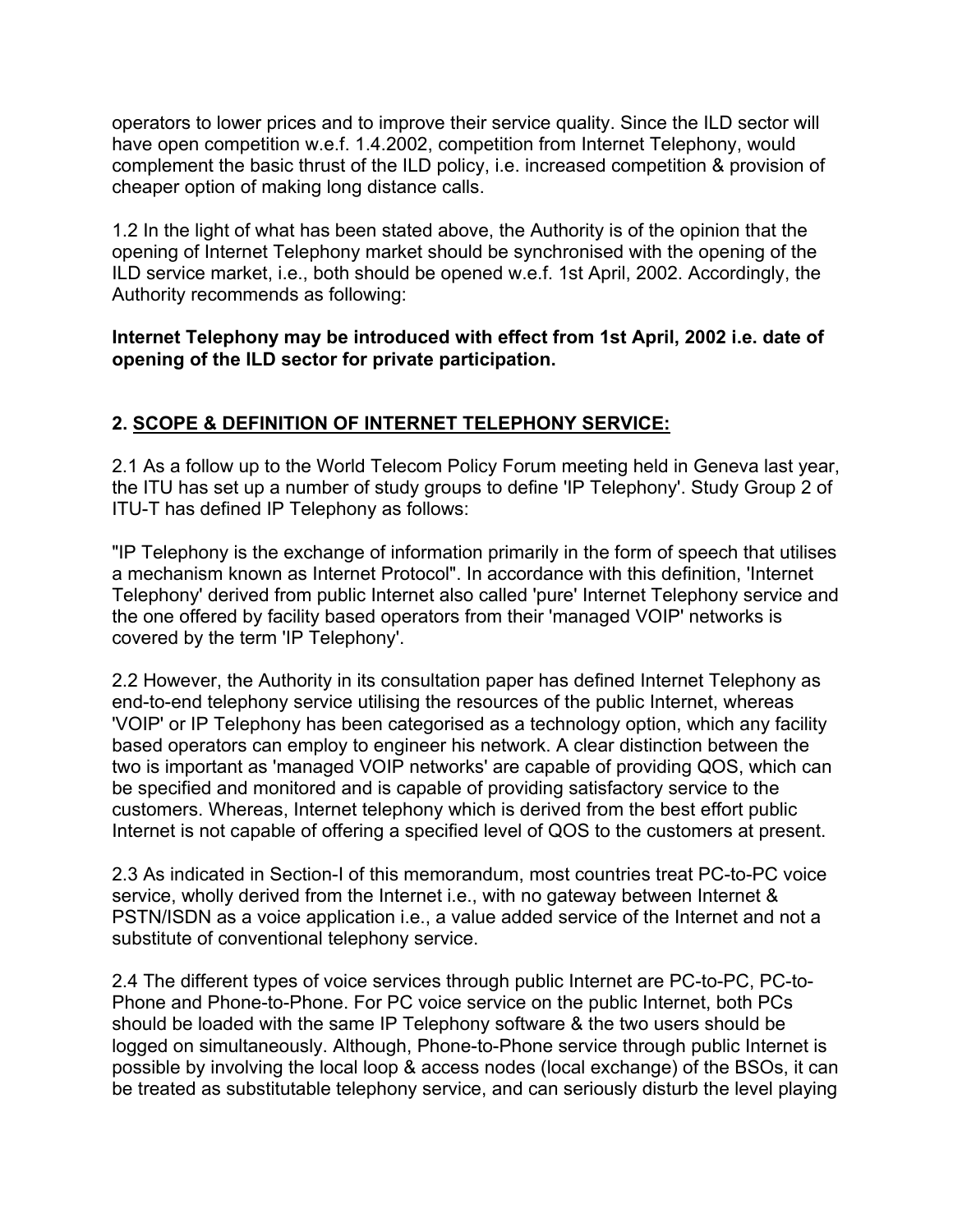operators to lower prices and to improve their service quality. Since the ILD sector will have open competition w.e.f. 1.4.2002, competition from Internet Telephony, would complement the basic thrust of the ILD policy, i.e. increased competition & provision of cheaper option of making long distance calls.

1.2 In the light of what has been stated above, the Authority is of the opinion that the opening of Internet Telephony market should be synchronised with the opening of the ILD service market, i.e., both should be opened w.e.f. 1st April, 2002. Accordingly, the Authority recommends as following:

**Internet Telephony may be introduced with effect from 1st April, 2002 i.e. date of opening of the ILD sector for private participation.**

## 2. SCOPE & DEFINITION OF INTERNET TELEPHONY SERVICE:

2.1 As a follow up to the World Telecom Policy Forum meeting held in Geneva last year, the ITU has set up a number of study groups to define 'IP Telephony'. Study Group 2 of ITU-T has defined IP Telephony as follows:

"IP Telephony is the exchange of information primarily in the form of speech that utilises a mechanism known as Internet Protocol". In accordance with this definition, 'Internet Telephony' derived from public Internet also called 'pure' Internet Telephony service and the one offered by facility based operators from their 'managed VOIP' networks is covered by the term 'IP Telephony'.

2.2 However, the Authority in its consultation paper has defined Internet Telephony as end-to-end telephony service utilising the resources of the public Internet, whereas 'VOIP' or IP Telephony has been categorised as a technology option, which any facility based operators can employ to engineer his network. A clear distinction between the two is important as 'managed VOIP networks' are capable of providing QOS, which can be specified and monitored and is capable of providing satisfactory service to the customers. Whereas, Internet telephony which is derived from the best effort public Internet is not capable of offering a specified level of QOS to the customers at present.

2.3 As indicated in Section-I of this memorandum, most countries treat PC-to-PC voice service, wholly derived from the Internet i.e., with no gateway between Internet & PSTN/ISDN as a voice application i.e., a value added service of the Internet and not a substitute of conventional telephony service.

2.4 The different types of voice services through public Internet are PC-to-PC, PC-to-Phone and Phone-to-Phone. For PC voice service on the public Internet, both PCs should be loaded with the same IP Telephony software & the two users should be logged on simultaneously. Although, Phone-to-Phone service through public Internet is possible by involving the local loop & access nodes (local exchange) of the BSOs, it can be treated as substitutable telephony service, and can seriously disturb the level playing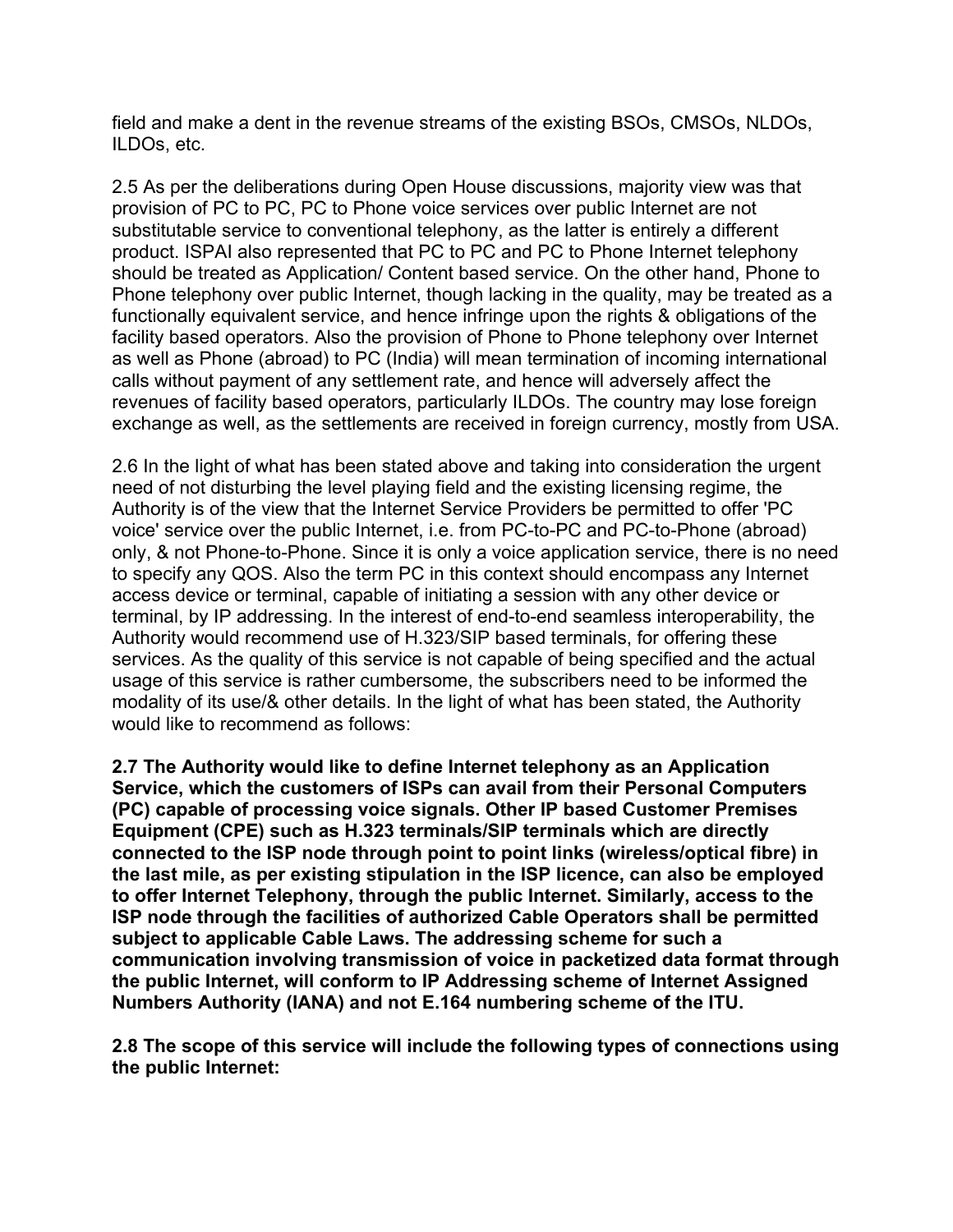field and make a dent in the revenue streams of the existing BSOs, CMSOs, NLDOs, ILDOs, etc.

2.5 As per the deliberations during Open House discussions, majority view was that provision of PC to PC, PC to Phone voice services over public Internet are not substitutable service to conventional telephony, as the latter is entirely a different product. ISPAI also represented that PC to PC and PC to Phone Internet telephony should be treated as Application/ Content based service. On the other hand, Phone to Phone telephony over public Internet, though lacking in the quality, may be treated as a functionally equivalent service, and hence infringe upon the rights & obligations of the facility based operators. Also the provision of Phone to Phone telephony over Internet as well as Phone (abroad) to PC (India) will mean termination of incoming international calls without payment of any settlement rate, and hence will adversely affect the revenues of facility based operators, particularly ILDOs. The country may lose foreign exchange as well, as the settlements are received in foreign currency, mostly from USA.

2.6 In the light of what has been stated above and taking into consideration the urgent need of not disturbing the level playing field and the existing licensing regime, the Authority is of the view that the Internet Service Providers be permitted to offer 'PC voice' service over the public Internet, i.e. from PC-to-PC and PC-to-Phone (abroad) only, & not Phone-to-Phone. Since it is only a voice application service, there is no need to specify any QOS. Also the term PC in this context should encompass any Internet access device or terminal, capable of initiating a session with any other device or terminal, by IP addressing. In the interest of end-to-end seamless interoperability, the Authority would recommend use of H.323/SIP based terminals, for offering these services. As the quality of this service is not capable of being specified and the actual usage of this service is rather cumbersome, the subscribers need to be informed the modality of its use/& other details. In the light of what has been stated, the Authority would like to recommend as follows:

**2.7 The Authority would like to define Internet telephony as an Application Service, which the customers of ISPs can avail from their Personal Computers (PC) capable of processing voice signals. Other IP based Customer Premises Equipment (CPE) such as H.323 terminals/SIP terminals which are directly connected to the ISP node through point to point links (wireless/optical fibre) in the last mile, as per existing stipulation in the ISP licence, can also be employed to offer Internet Telephony, through the public Internet. Similarly, access to the ISP node through the facilities of authorized Cable Operators shall be permitted subject to applicable Cable Laws. The addressing scheme for such a communication involving transmission of voice in packetized data format through the public Internet, will conform to IP Addressing scheme of Internet Assigned Numbers Authority (IANA) and not E.164 numbering scheme of the ITU.**

**2.8 The scope of this service will include the following types of connections using the public Internet:**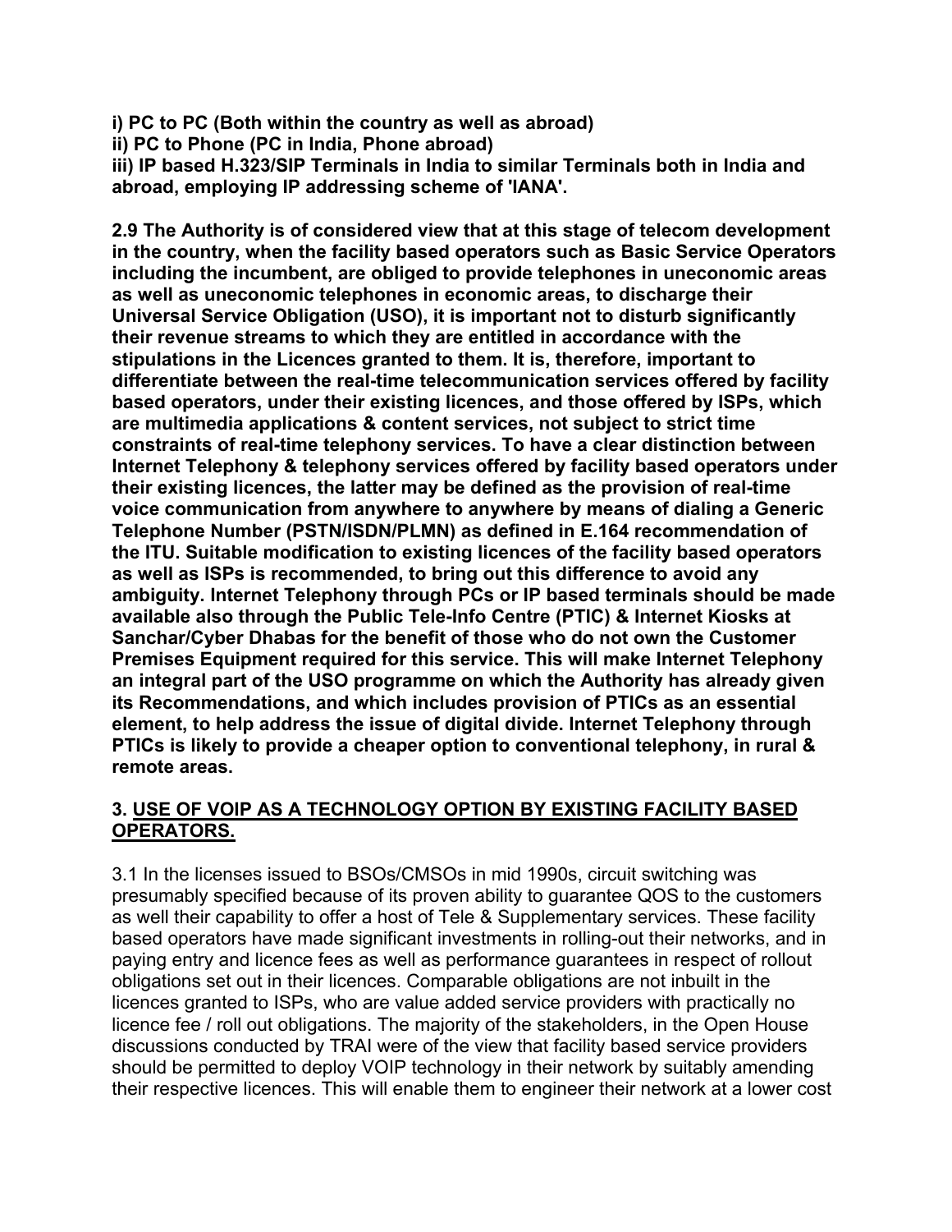**i) PC to PC (Both within the country as well as abroad)**
**ii) PC to Phone (PC in India, Phone abroad)**
**iii) IP based H.323/SIP Terminals in India to similar Terminals both in India and abroad, employing IP addressing scheme of 'IANA'.**

**2.9 The Authority is of considered view that at this stage of telecom development in the country, when the facility based operators such as Basic Service Operators including the incumbent, are obliged to provide telephones in uneconomic areas as well as uneconomic telephones in economic areas, to discharge their Universal Service Obligation (USO), it is important not to disturb significantly their revenue streams to which they are entitled in accordance with the stipulations in the Licences granted to them. It is, therefore, important to differentiate between the real-time telecommunication services offered by facility based operators, under their existing licences, and those offered by ISPs, which are multimedia applications & content services, not subject to strict time constraints of real-time telephony services. To have a clear distinction between Internet Telephony & telephony services offered by facility based operators under their existing licences, the latter may be defined as the provision of real-time voice communication from anywhere to anywhere by means of dialing a Generic Telephone Number (PSTN/ISDN/PLMN) as defined in E.164 recommendation of the ITU. Suitable modification to existing licences of the facility based operators as well as ISPs is recommended, to bring out this difference to avoid any ambiguity. Internet Telephony through PCs or IP based terminals should be made available also through the Public Tele-Info Centre (PTIC) & Internet Kiosks at Sanchar/Cyber Dhabas for the benefit of those who do not own the Customer Premises Equipment required for this service. This will make Internet Telephony an integral part of the USO programme on which the Authority has already given its Recommendations, and which includes provision of PTICs as an essential element, to help address the issue of digital divide. Internet Telephony through PTICs is likely to provide a cheaper option to conventional telephony, in rural & remote areas.**

## 3. USE OF VOIP AS A TECHNOLOGY OPTION BY EXISTING FACILITY BASED OPERATORS.

3.1 In the licenses issued to BSOs/CMSOs in mid 1990s, circuit switching was presumably specified because of its proven ability to guarantee QOS to the customers as well their capability to offer a host of Tele & Supplementary services. These facility based operators have made significant investments in rolling-out their networks, and in paying entry and licence fees as well as performance guarantees in respect of rollout obligations set out in their licences. Comparable obligations are not inbuilt in the licences granted to ISPs, who are value added service providers with practically no licence fee / roll out obligations. The majority of the stakeholders, in the Open House discussions conducted by TRAI were of the view that facility based service providers should be permitted to deploy VOIP technology in their network by suitably amending their respective licences. This will enable them to engineer their network at a lower cost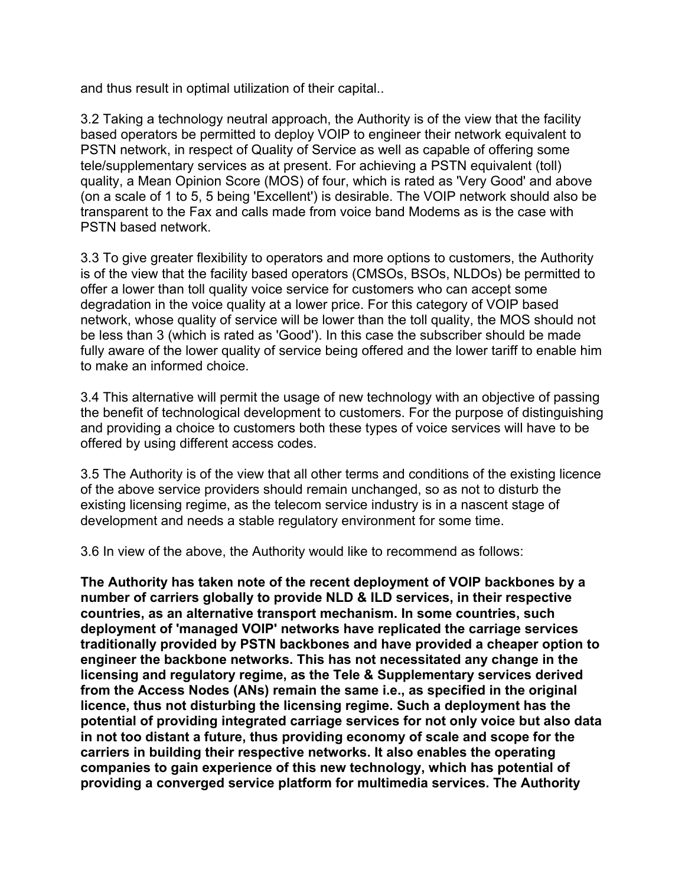and thus result in optimal utilization of their capital..

3.2 Taking a technology neutral approach, the Authority is of the view that the facility based operators be permitted to deploy VOIP to engineer their network equivalent to PSTN network, in respect of Quality of Service as well as capable of offering some tele/supplementary services as at present. For achieving a PSTN equivalent (toll) quality, a Mean Opinion Score (MOS) of four, which is rated as 'Very Good' and above (on a scale of 1 to 5, 5 being 'Excellent') is desirable. The VOIP network should also be transparent to the Fax and calls made from voice band Modems as is the case with PSTN based network.

3.3 To give greater flexibility to operators and more options to customers, the Authority is of the view that the facility based operators (CMSOs, BSOs, NLDOs) be permitted to offer a lower than toll quality voice service for customers who can accept some degradation in the voice quality at a lower price. For this category of VOIP based network, whose quality of service will be lower than the toll quality, the MOS should not be less than 3 (which is rated as 'Good'). In this case the subscriber should be made fully aware of the lower quality of service being offered and the lower tariff to enable him to make an informed choice.

3.4 This alternative will permit the usage of new technology with an objective of passing the benefit of technological development to customers. For the purpose of distinguishing and providing a choice to customers both these types of voice services will have to be offered by using different access codes.

3.5 The Authority is of the view that all other terms and conditions of the existing licence of the above service providers should remain unchanged, so as not to disturb the existing licensing regime, as the telecom service industry is in a nascent stage of development and needs a stable regulatory environment for some time.

3.6 In view of the above, the Authority would like to recommend as follows:

**The Authority has taken note of the recent deployment of VOIP backbones by a number of carriers globally to provide NLD & ILD services, in their respective countries, as an alternative transport mechanism. In some countries, such deployment of 'managed VOIP' networks have replicated the carriage services traditionally provided by PSTN backbones and have provided a cheaper option to engineer the backbone networks. This has not necessitated any change in the licensing and regulatory regime, as the Tele & Supplementary services derived from the Access Nodes (ANs) remain the same i.e., as specified in the original licence, thus not disturbing the licensing regime. Such a deployment has the potential of providing integrated carriage services for not only voice but also data in not too distant a future, thus providing economy of scale and scope for the carriers in building their respective networks. It also enables the operating companies to gain experience of this new technology, which has potential of providing a converged service platform for multimedia services. The Authority**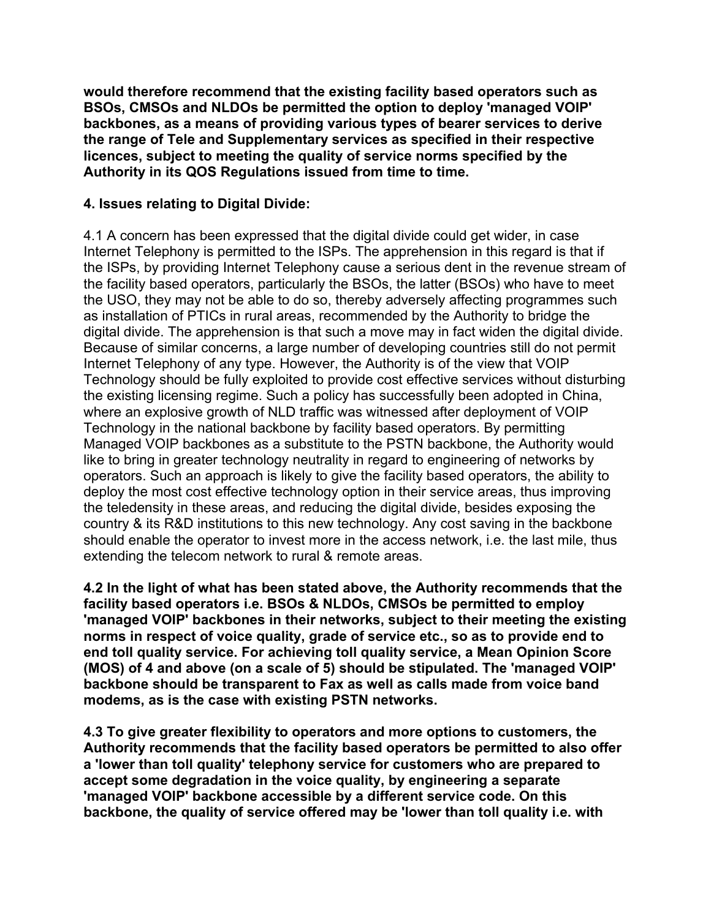**would therefore recommend that the existing facility based operators such as BSOs, CMSOs and NLDOs be permitted the option to deploy 'managed VOIP' backbones, as a means of providing various types of bearer services to derive the range of Tele and Supplementary services as specified in their respective licences, subject to meeting the quality of service norms specified by the Authority in its QOS Regulations issued from time to time.**

**4. Issues relating to Digital Divide:**

4.1 A concern has been expressed that the digital divide could get wider, in case Internet Telephony is permitted to the ISPs. The apprehension in this regard is that if the ISPs, by providing Internet Telephony cause a serious dent in the revenue stream of the facility based operators, particularly the BSOs, the latter (BSOs) who have to meet the USO, they may not be able to do so, thereby adversely affecting programmes such as installation of PTICs in rural areas, recommended by the Authority to bridge the digital divide. The apprehension is that such a move may in fact widen the digital divide. Because of similar concerns, a large number of developing countries still do not permit Internet Telephony of any type. However, the Authority is of the view that VOIP Technology should be fully exploited to provide cost effective services without disturbing the existing licensing regime. Such a policy has successfully been adopted in China, where an explosive growth of NLD traffic was witnessed after deployment of VOIP Technology in the national backbone by facility based operators. By permitting Managed VOIP backbones as a substitute to the PSTN backbone, the Authority would like to bring in greater technology neutrality in regard to engineering of networks by operators. Such an approach is likely to give the facility based operators, the ability to deploy the most cost effective technology option in their service areas, thus improving the teledensity in these areas, and reducing the digital divide, besides exposing the country & its R&D institutions to this new technology. Any cost saving in the backbone should enable the operator to invest more in the access network, i.e. the last mile, thus extending the telecom network to rural & remote areas.

**4.2 In the light of what has been stated above, the Authority recommends that the facility based operators i.e. BSOs & NLDOs, CMSOs be permitted to employ 'managed VOIP' backbones in their networks, subject to their meeting the existing norms in respect of voice quality, grade of service etc., so as to provide end to end toll quality service. For achieving toll quality service, a Mean Opinion Score (MOS) of 4 and above (on a scale of 5) should be stipulated. The 'managed VOIP' backbone should be transparent to Fax as well as calls made from voice band modems, as is the case with existing PSTN networks.**

**4.3 To give greater flexibility to operators and more options to customers, the Authority recommends that the facility based operators be permitted to also offer a 'lower than toll quality' telephony service for customers who are prepared to accept some degradation in the voice quality, by engineering a separate 'managed VOIP' backbone accessible by a different service code. On this backbone, the quality of service offered may be 'lower than toll quality i.e. with**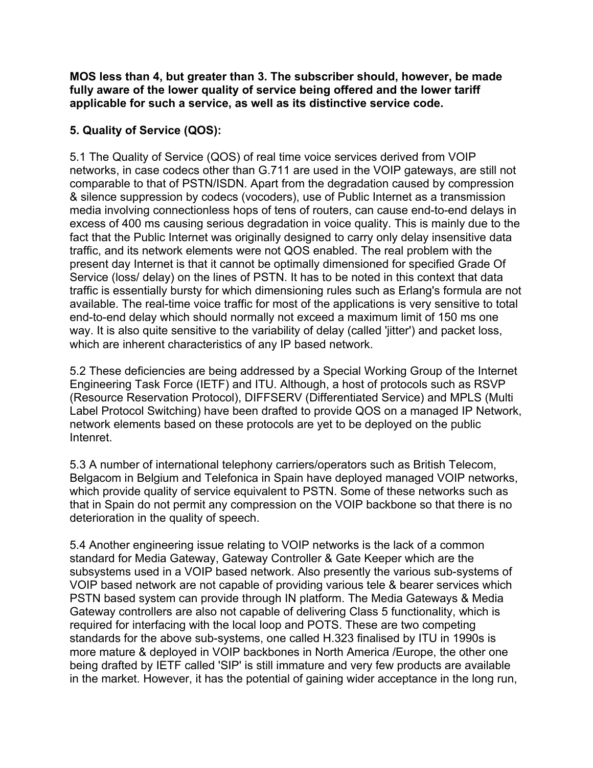**MOS less than 4, but greater than 3. The subscriber should, however, be made fully aware of the lower quality of service being offered and the lower tariff applicable for such a service, as well as its distinctive service code.**

**5. Quality of Service (QOS):**

5.1 The Quality of Service (QOS) of real time voice services derived from VOIP networks, in case codecs other than G.711 are used in the VOIP gateways, are still not comparable to that of PSTN/ISDN. Apart from the degradation caused by compression & silence suppression by codecs (vocoders), use of Public Internet as a transmission media involving connectionless hops of tens of routers, can cause end-to-end delays in excess of 400 ms causing serious degradation in voice quality. This is mainly due to the fact that the Public Internet was originally designed to carry only delay insensitive data traffic, and its network elements were not QOS enabled. The real problem with the present day Internet is that it cannot be optimally dimensioned for specified Grade Of Service (loss/ delay) on the lines of PSTN. It has to be noted in this context that data traffic is essentially bursty for which dimensioning rules such as Erlang's formula are not available. The real-time voice traffic for most of the applications is very sensitive to total end-to-end delay which should normally not exceed a maximum limit of 150 ms one way. It is also quite sensitive to the variability of delay (called 'jitter') and packet loss, which are inherent characteristics of any IP based network.

5.2 These deficiencies are being addressed by a Special Working Group of the Internet Engineering Task Force (IETF) and ITU. Although, a host of protocols such as RSVP (Resource Reservation Protocol), DIFFSERV (Differentiated Service) and MPLS (Multi Label Protocol Switching) have been drafted to provide QOS on a managed IP Network, network elements based on these protocols are yet to be deployed on the public Intenret.

5.3 A number of international telephony carriers/operators such as British Telecom, Belgacom in Belgium and Telefonica in Spain have deployed managed VOIP networks, which provide quality of service equivalent to PSTN. Some of these networks such as that in Spain do not permit any compression on the VOIP backbone so that there is no deterioration in the quality of speech.

5.4 Another engineering issue relating to VOIP networks is the lack of a common standard for Media Gateway, Gateway Controller & Gate Keeper which are the subsystems used in a VOIP based network. Also presently the various sub-systems of VOIP based network are not capable of providing various tele & bearer services which PSTN based system can provide through IN platform. The Media Gateways & Media Gateway controllers are also not capable of delivering Class 5 functionality, which is required for interfacing with the local loop and POTS. These are two competing standards for the above sub-systems, one called H.323 finalised by ITU in 1990s is more mature & deployed in VOIP backbones in North America /Europe, the other one being drafted by IETF called 'SIP' is still immature and very few products are available in the market. However, it has the potential of gaining wider acceptance in the long run,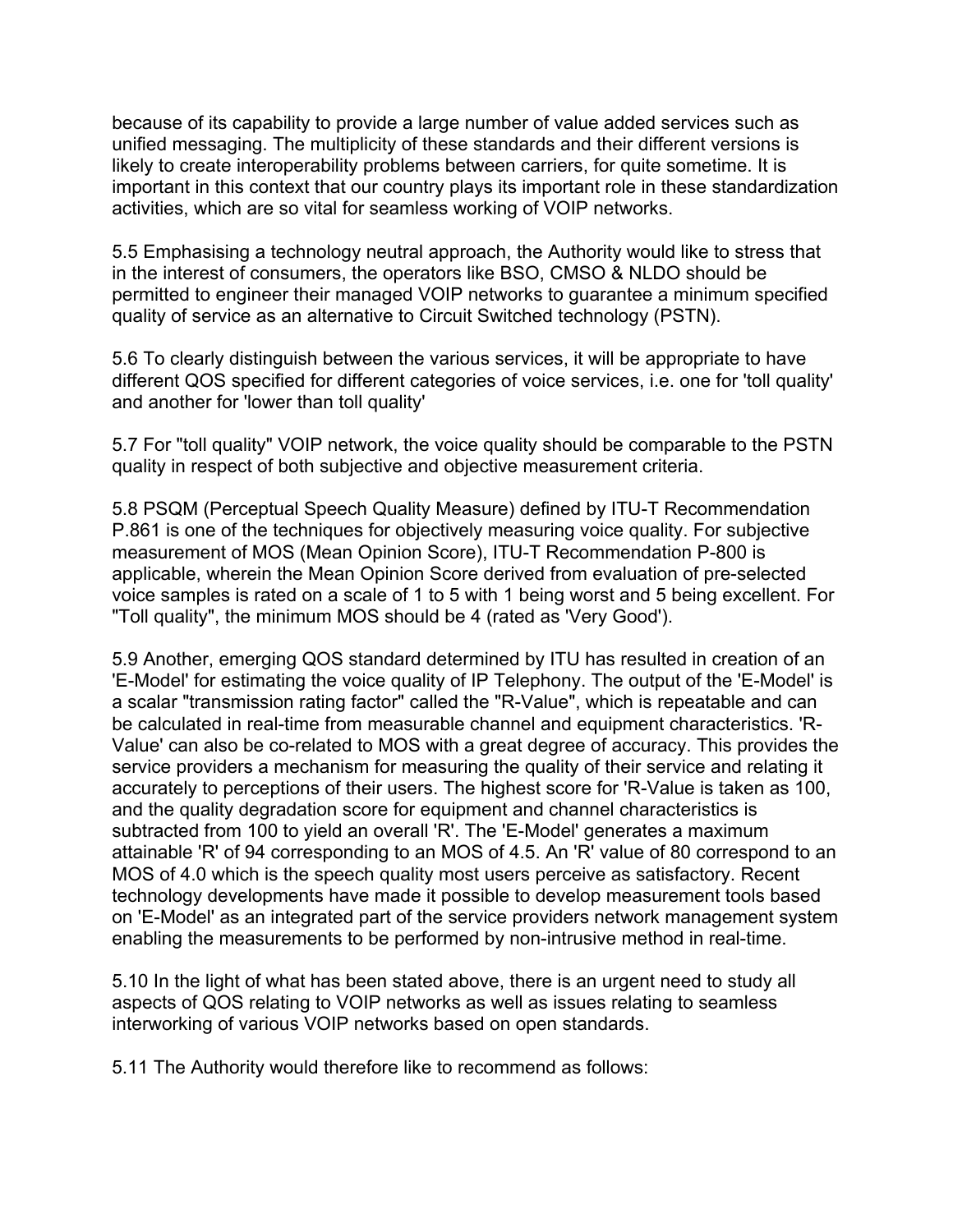because of its capability to provide a large number of value added services such as unified messaging. The multiplicity of these standards and their different versions is likely to create interoperability problems between carriers, for quite sometime. It is important in this context that our country plays its important role in these standardization activities, which are so vital for seamless working of VOIP networks.

5.5 Emphasising a technology neutral approach, the Authority would like to stress that in the interest of consumers, the operators like BSO, CMSO & NLDO should be permitted to engineer their managed VOIP networks to guarantee a minimum specified quality of service as an alternative to Circuit Switched technology (PSTN).

5.6 To clearly distinguish between the various services, it will be appropriate to have different QOS specified for different categories of voice services, i.e. one for 'toll quality' and another for 'lower than toll quality'

5.7 For "toll quality" VOIP network, the voice quality should be comparable to the PSTN quality in respect of both subjective and objective measurement criteria.

5.8 PSQM (Perceptual Speech Quality Measure) defined by ITU-T Recommendation P.861 is one of the techniques for objectively measuring voice quality. For subjective measurement of MOS (Mean Opinion Score), ITU-T Recommendation P-800 is applicable, wherein the Mean Opinion Score derived from evaluation of pre-selected voice samples is rated on a scale of 1 to 5 with 1 being worst and 5 being excellent. For "Toll quality", the minimum MOS should be 4 (rated as 'Very Good').

5.9 Another, emerging QOS standard determined by ITU has resulted in creation of an 'E-Model' for estimating the voice quality of IP Telephony. The output of the 'E-Model' is a scalar "transmission rating factor" called the "R-Value", which is repeatable and can be calculated in real-time from measurable channel and equipment characteristics. 'R-Value' can also be co-related to MOS with a great degree of accuracy. This provides the service providers a mechanism for measuring the quality of their service and relating it accurately to perceptions of their users. The highest score for 'R-Value is taken as 100, and the quality degradation score for equipment and channel characteristics is subtracted from 100 to yield an overall 'R'. The 'E-Model' generates a maximum attainable 'R' of 94 corresponding to an MOS of 4.5. An 'R' value of 80 correspond to an MOS of 4.0 which is the speech quality most users perceive as satisfactory. Recent technology developments have made it possible to develop measurement tools based on 'E-Model' as an integrated part of the service providers network management system enabling the measurements to be performed by non-intrusive method in real-time.

5.10 In the light of what has been stated above, there is an urgent need to study all aspects of QOS relating to VOIP networks as well as issues relating to seamless interworking of various VOIP networks based on open standards.

5.11 The Authority would therefore like to recommend as follows: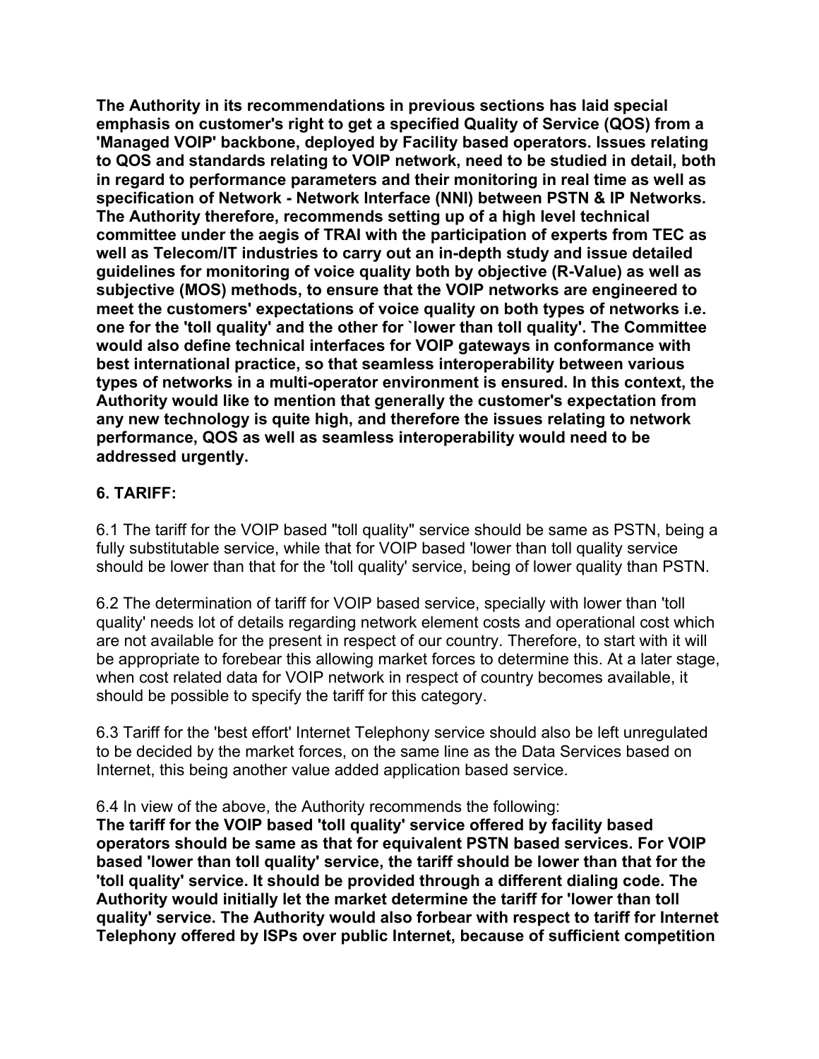**The Authority in its recommendations in previous sections has laid special emphasis on customer's right to get a specified Quality of Service (QOS) from a 'Managed VOIP' backbone, deployed by Facility based operators. Issues relating to QOS and standards relating to VOIP network, need to be studied in detail, both in regard to performance parameters and their monitoring in real time as well as specification of Network - Network Interface (NNI) between PSTN & IP Networks. The Authority therefore, recommends setting up of a high level technical committee under the aegis of TRAI with the participation of experts from TEC as well as Telecom/IT industries to carry out an in-depth study and issue detailed guidelines for monitoring of voice quality both by objective (R-Value) as well as subjective (MOS) methods, to ensure that the VOIP networks are engineered to meet the customers' expectations of voice quality on both types of networks i.e. one for the 'toll quality' and the other for `lower than toll quality'. The Committee would also define technical interfaces for VOIP gateways in conformance with best international practice, so that seamless interoperability between various types of networks in a multi-operator environment is ensured. In this context, the Authority would like to mention that generally the customer's expectation from any new technology is quite high, and therefore the issues relating to network performance, QOS as well as seamless interoperability would need to be addressed urgently.**

## 6. TARIFF:

6.1 The tariff for the VOIP based "toll quality" service should be same as PSTN, being a fully substitutable service, while that for VOIP based 'lower than toll quality service should be lower than that for the 'toll quality' service, being of lower quality than PSTN.

6.2 The determination of tariff for VOIP based service, specially with lower than 'toll quality' needs lot of details regarding network element costs and operational cost which are not available for the present in respect of our country. Therefore, to start with it will be appropriate to forebear this allowing market forces to determine this. At a later stage, when cost related data for VOIP network in respect of country becomes available, it should be possible to specify the tariff for this category.

6.3 Tariff for the 'best effort' Internet Telephony service should also be left unregulated to be decided by the market forces, on the same line as the Data Services based on Internet, this being another value added application based service.

6.4 In view of the above, the Authority recommends the following:
**The tariff for the VOIP based 'toll quality' service offered by facility based operators should be same as that for equivalent PSTN based services. For VOIP based 'lower than toll quality' service, the tariff should be lower than that for the 'toll quality' service. It should be provided through a different dialing code. The Authority would initially let the market determine the tariff for 'lower than toll quality' service. The Authority would also forbear with respect to tariff for Internet Telephony offered by ISPs over public Internet, because of sufficient competition**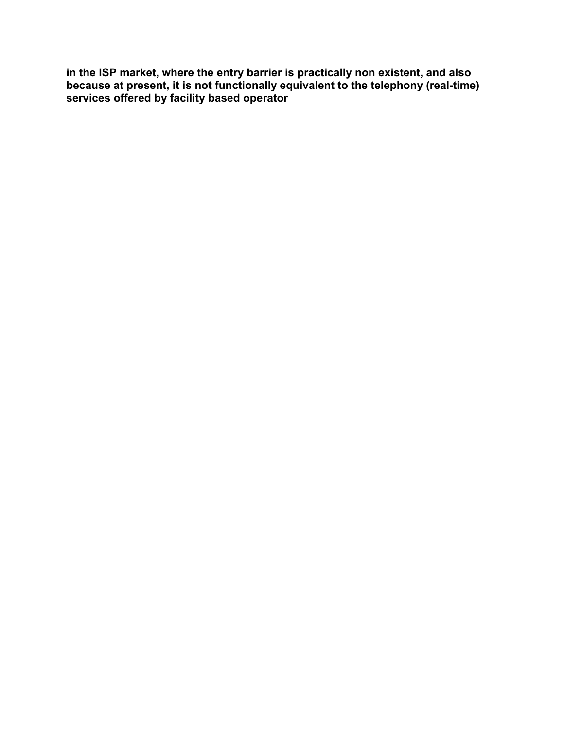**in the ISP market, where the entry barrier is practically non existent, and also because at present, it is not functionally equivalent to the telephony (real-time) services offered by facility based operator**